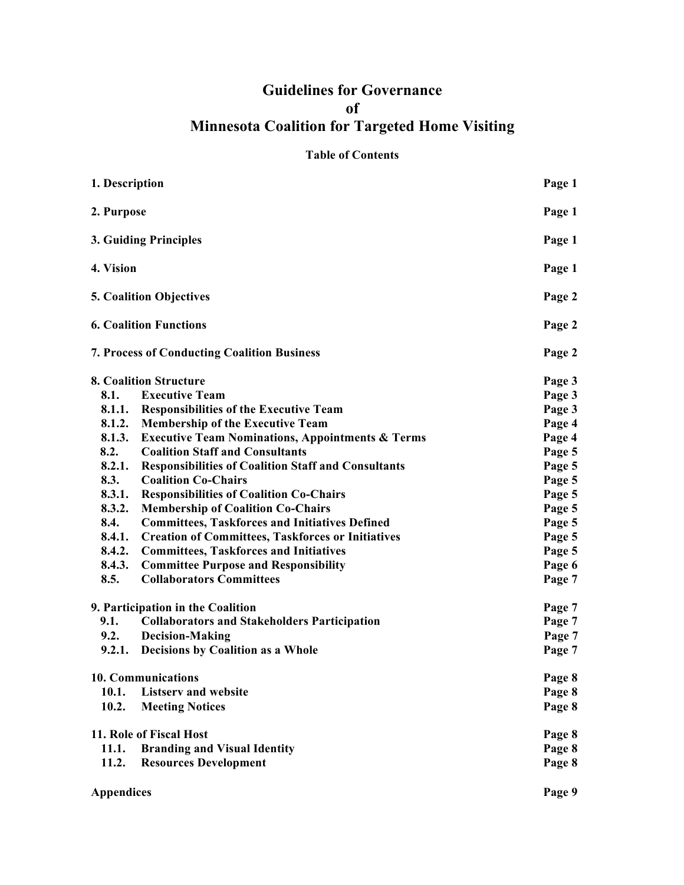# Guidelines for Governance of Minnesota Coalition for Targeted Home Visiting

**Table of Contents**

| | | |
|---|---|---|
| **1. Description** | | **Page 1** |
| **2. Purpose** | | **Page 1** |
| **3. Guiding Principles** | | **Page 1** |
| **4. Vision** | | **Page 1** |
| **5. Coalition Objectives** | | **Page 2** |
| **6. Coalition Functions** | | **Page 2** |
| **7. Process of Conducting Coalition Business** | | **Page 2** |
| **8. Coalition Structure** | | **Page 3** |
| **8.1.** | **Executive Team** | **Page 3** |
| **8.1.1.** | **Responsibilities of the Executive Team** | **Page 3** |
| **8.1.2.** | **Membership of the Executive Team** | **Page 4** |
| **8.1.3.** | **Executive Team Nominations, Appointments & Terms** | **Page 4** |
| **8.2.** | **Coalition Staff and Consultants** | **Page 5** |
| **8.2.1.** | **Responsibilities of Coalition Staff and Consultants** | **Page 5** |
| **8.3.** | **Coalition Co-Chairs** | **Page 5** |
| **8.3.1.** | **Responsibilities of Coalition Co-Chairs** | **Page 5** |
| **8.3.2.** | **Membership of Coalition Co-Chairs** | **Page 5** |
| **8.4.** | **Committees, Taskforces and Initiatives Defined** | **Page 5** |
| **8.4.1.** | **Creation of Committees, Taskforces or Initiatives** | **Page 5** |
| **8.4.2.** | **Committees, Taskforces and Initiatives** | **Page 5** |
| **8.4.3.** | **Committee Purpose and Responsibility** | **Page 6** |
| **8.5.** | **Collaborators Committees** | **Page 7** |
| **9. Participation in the Coalition** | | **Page 7** |
| **9.1.** | **Collaborators and Stakeholders Participation** | **Page 7** |
| **9.2.** | **Decision-Making** | **Page 7** |
| **9.2.1.** | **Decisions by Coalition as a Whole** | **Page 7** |
| **10. Communications** | | **Page 8** |
| **10.1.** | **Listserv and website** | **Page 8** |
| **10.2.** | **Meeting Notices** | **Page 8** |
| **11. Role of Fiscal Host** | | **Page 8** |
| **11.1.** | **Branding and Visual Identity** | **Page 8** |
| **11.2.** | **Resources Development** | **Page 8** |
| **Appendices** | | **Page 9** |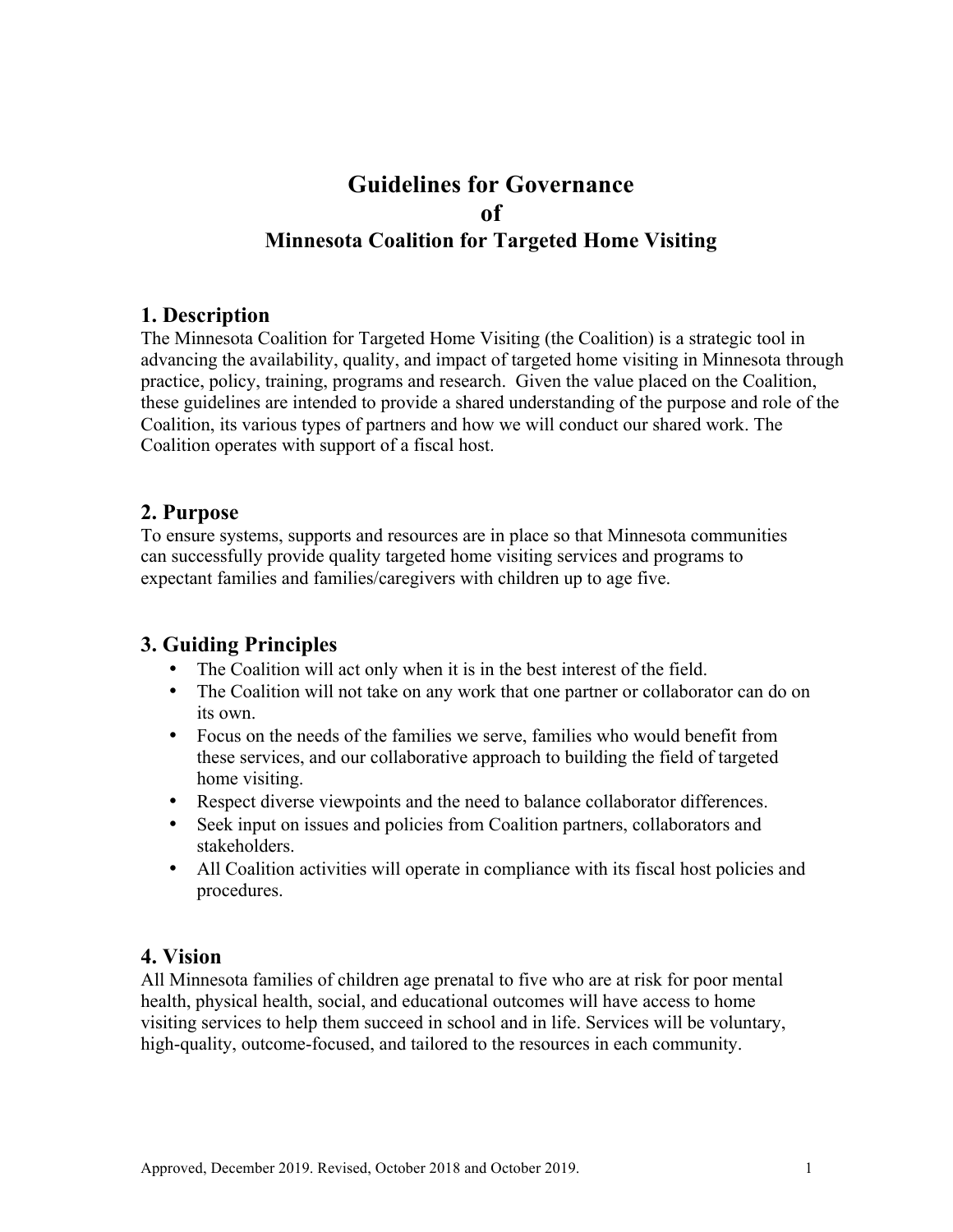# Guidelines for Governance of Minnesota Coalition for Targeted Home Visiting

## 1. Description

The Minnesota Coalition for Targeted Home Visiting (the Coalition) is a strategic tool in advancing the availability, quality, and impact of targeted home visiting in Minnesota through practice, policy, training, programs and research. Given the value placed on the Coalition, these guidelines are intended to provide a shared understanding of the purpose and role of the Coalition, its various types of partners and how we will conduct our shared work. The Coalition operates with support of a fiscal host.

## 2. Purpose

To ensure systems, supports and resources are in place so that Minnesota communities can successfully provide quality targeted home visiting services and programs to expectant families and families/caregivers with children up to age five.

## 3. Guiding Principles

- The Coalition will act only when it is in the best interest of the field.
- The Coalition will not take on any work that one partner or collaborator can do on its own.
- Focus on the needs of the families we serve, families who would benefit from these services, and our collaborative approach to building the field of targeted home visiting.
- Respect diverse viewpoints and the need to balance collaborator differences.
- Seek input on issues and policies from Coalition partners, collaborators and stakeholders.
- All Coalition activities will operate in compliance with its fiscal host policies and procedures.

## 4. Vision

All Minnesota families of children age prenatal to five who are at risk for poor mental health, physical health, social, and educational outcomes will have access to home visiting services to help them succeed in school and in life. Services will be voluntary, high-quality, outcome-focused, and tailored to the resources in each community.

Approved, December 2019. Revised, October 2018 and October 2019.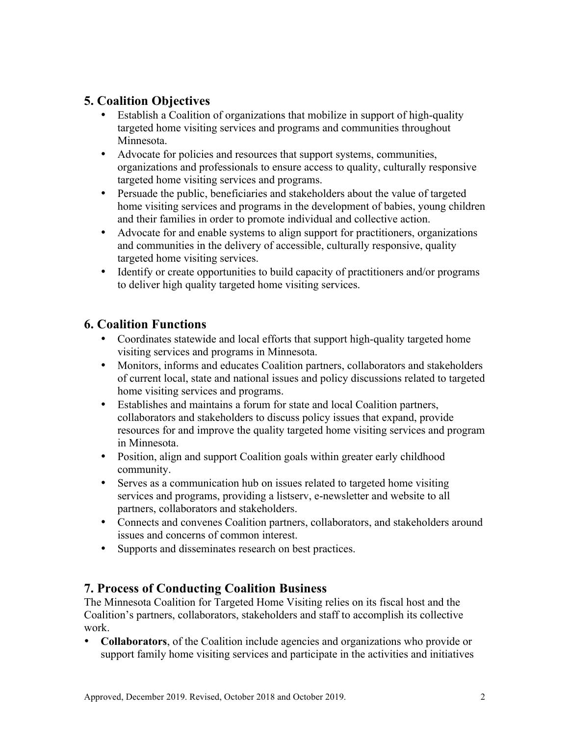## 5. Coalition Objectives

- Establish a Coalition of organizations that mobilize in support of high-quality targeted home visiting services and programs and communities throughout Minnesota.
- Advocate for policies and resources that support systems, communities, organizations and professionals to ensure access to quality, culturally responsive targeted home visiting services and programs.
- Persuade the public, beneficiaries and stakeholders about the value of targeted home visiting services and programs in the development of babies, young children and their families in order to promote individual and collective action.
- Advocate for and enable systems to align support for practitioners, organizations and communities in the delivery of accessible, culturally responsive, quality targeted home visiting services.
- Identify or create opportunities to build capacity of practitioners and/or programs to deliver high quality targeted home visiting services.

## 6. Coalition Functions

- Coordinates statewide and local efforts that support high-quality targeted home visiting services and programs in Minnesota.
- Monitors, informs and educates Coalition partners, collaborators and stakeholders of current local, state and national issues and policy discussions related to targeted home visiting services and programs.
- Establishes and maintains a forum for state and local Coalition partners, collaborators and stakeholders to discuss policy issues that expand, provide resources for and improve the quality targeted home visiting services and program in Minnesota.
- Position, align and support Coalition goals within greater early childhood community.
- Serves as a communication hub on issues related to targeted home visiting services and programs, providing a listserv, e-newsletter and website to all partners, collaborators and stakeholders.
- Connects and convenes Coalition partners, collaborators, and stakeholders around issues and concerns of common interest.
- Supports and disseminates research on best practices.

## 7. Process of Conducting Coalition Business

The Minnesota Coalition for Targeted Home Visiting relies on its fiscal host and the Coalition's partners, collaborators, stakeholders and staff to accomplish its collective work.

- **Collaborators**, of the Coalition include agencies and organizations who provide or support family home visiting services and participate in the activities and initiatives

Approved, December 2019. Revised, October 2018 and October 2019.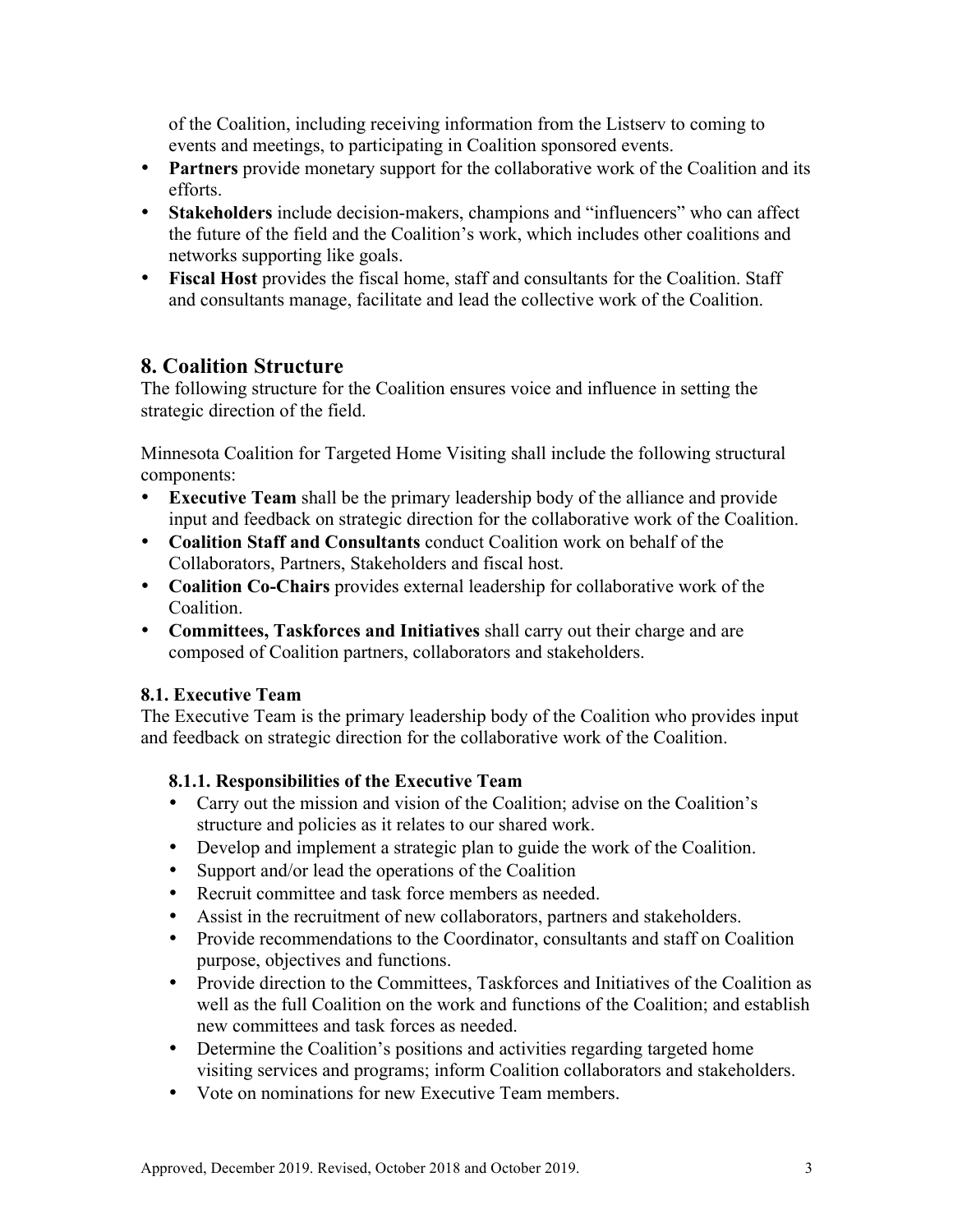of the Coalition, including receiving information from the Listserv to coming to events and meetings, to participating in Coalition sponsored events.

- **Partners** provide monetary support for the collaborative work of the Coalition and its efforts.
- **Stakeholders** include decision-makers, champions and "influencers" who can affect the future of the field and the Coalition's work, which includes other coalitions and networks supporting like goals.
- **Fiscal Host** provides the fiscal home, staff and consultants for the Coalition. Staff and consultants manage, facilitate and lead the collective work of the Coalition.

## 8. Coalition Structure

The following structure for the Coalition ensures voice and influence in setting the strategic direction of the field.

Minnesota Coalition for Targeted Home Visiting shall include the following structural components:

- **Executive Team** shall be the primary leadership body of the alliance and provide input and feedback on strategic direction for the collaborative work of the Coalition.
- **Coalition Staff and Consultants** conduct Coalition work on behalf of the Collaborators, Partners, Stakeholders and fiscal host.
- **Coalition Co-Chairs** provides external leadership for collaborative work of the Coalition.
- **Committees, Taskforces and Initiatives** shall carry out their charge and are composed of Coalition partners, collaborators and stakeholders.

### 8.1. Executive Team

The Executive Team is the primary leadership body of the Coalition who provides input and feedback on strategic direction for the collaborative work of the Coalition.

#### 8.1.1. Responsibilities of the Executive Team

- Carry out the mission and vision of the Coalition; advise on the Coalition's structure and policies as it relates to our shared work.
- Develop and implement a strategic plan to guide the work of the Coalition.
- Support and/or lead the operations of the Coalition
- Recruit committee and task force members as needed.
- Assist in the recruitment of new collaborators, partners and stakeholders.
- Provide recommendations to the Coordinator, consultants and staff on Coalition purpose, objectives and functions.
- Provide direction to the Committees, Taskforces and Initiatives of the Coalition as well as the full Coalition on the work and functions of the Coalition; and establish new committees and task forces as needed.
- Determine the Coalition's positions and activities regarding targeted home visiting services and programs; inform Coalition collaborators and stakeholders.
- Vote on nominations for new Executive Team members.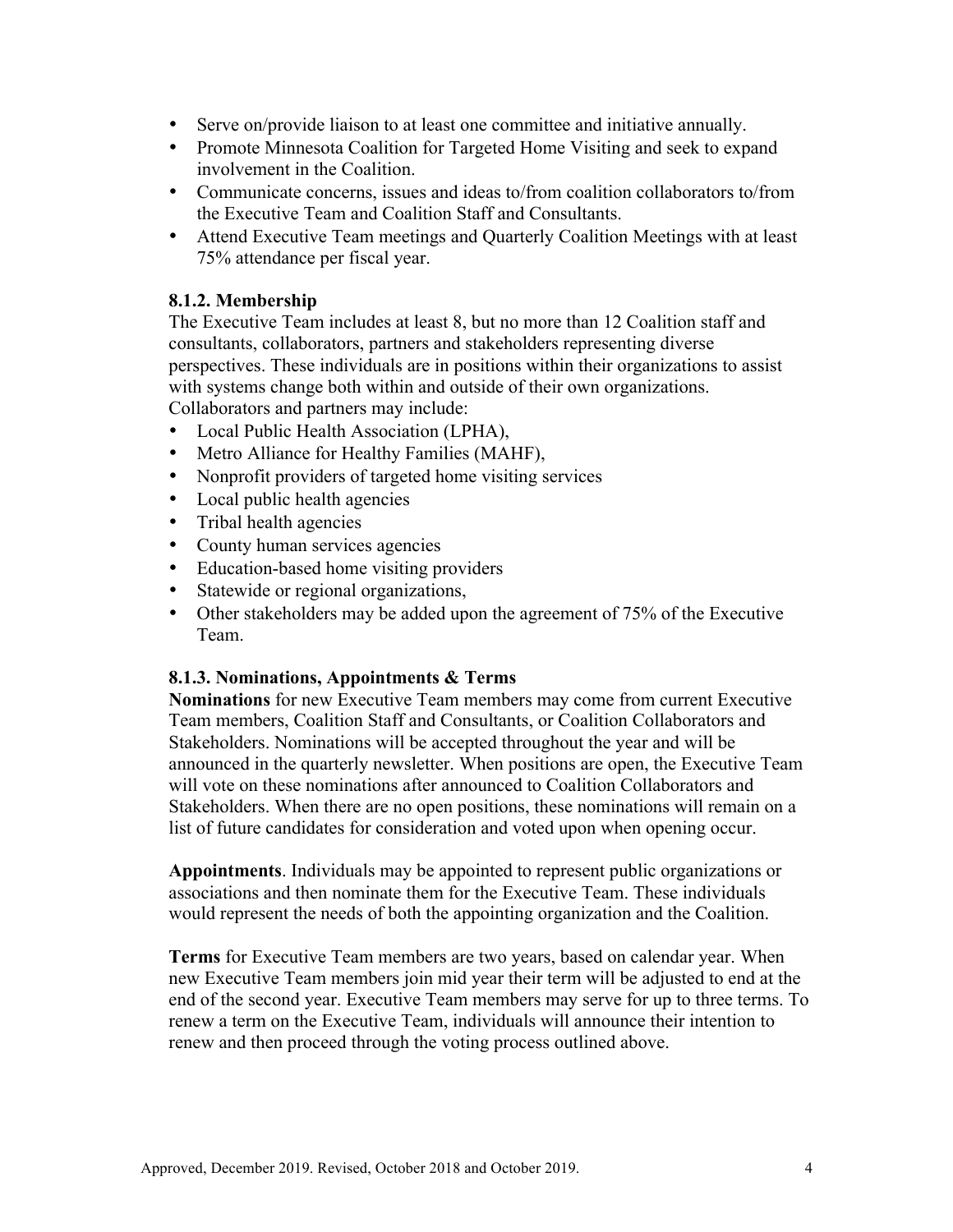- Serve on/provide liaison to at least one committee and initiative annually.
- Promote Minnesota Coalition for Targeted Home Visiting and seek to expand involvement in the Coalition.
- Communicate concerns, issues and ideas to/from coalition collaborators to/from the Executive Team and Coalition Staff and Consultants.
- Attend Executive Team meetings and Quarterly Coalition Meetings with at least 75% attendance per fiscal year.

#### 8.1.2. Membership

The Executive Team includes at least 8, but no more than 12 Coalition staff and consultants, collaborators, partners and stakeholders representing diverse perspectives. These individuals are in positions within their organizations to assist with systems change both within and outside of their own organizations. Collaborators and partners may include:

- Local Public Health Association (LPHA),
- Metro Alliance for Healthy Families (MAHF),
- Nonprofit providers of targeted home visiting services
- Local public health agencies
- Tribal health agencies
- County human services agencies
- Education-based home visiting providers
- Statewide or regional organizations,
- Other stakeholders may be added upon the agreement of 75% of the Executive Team.

#### 8.1.3. Nominations, Appointments & Terms

**Nominations** for new Executive Team members may come from current Executive Team members, Coalition Staff and Consultants, or Coalition Collaborators and Stakeholders. Nominations will be accepted throughout the year and will be announced in the quarterly newsletter. When positions are open, the Executive Team will vote on these nominations after announced to Coalition Collaborators and Stakeholders. When there are no open positions, these nominations will remain on a list of future candidates for consideration and voted upon when opening occur.

**Appointments**. Individuals may be appointed to represent public organizations or associations and then nominate them for the Executive Team. These individuals would represent the needs of both the appointing organization and the Coalition.

**Terms** for Executive Team members are two years, based on calendar year. When new Executive Team members join mid year their term will be adjusted to end at the end of the second year. Executive Team members may serve for up to three terms. To renew a term on the Executive Team, individuals will announce their intention to renew and then proceed through the voting process outlined above.

Approved, December 2019. Revised, October 2018 and October 2019.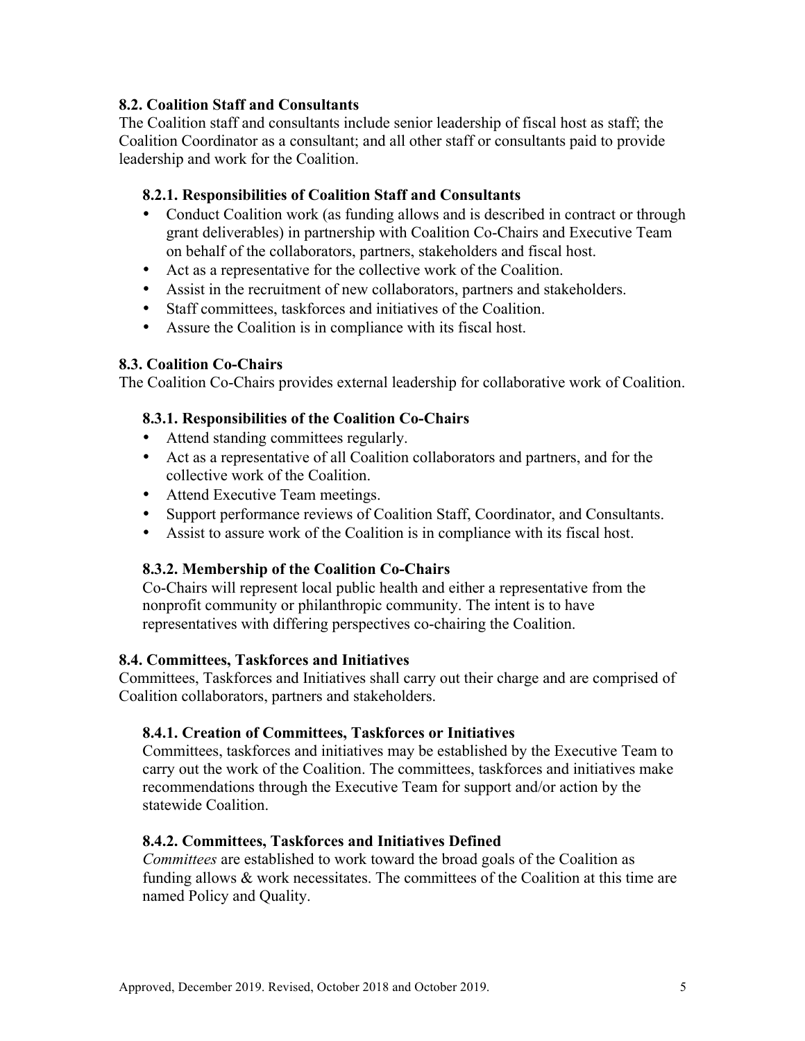### 8.2. Coalition Staff and Consultants

The Coalition staff and consultants include senior leadership of fiscal host as staff; the Coalition Coordinator as a consultant; and all other staff or consultants paid to provide leadership and work for the Coalition.

#### 8.2.1. Responsibilities of Coalition Staff and Consultants

- Conduct Coalition work (as funding allows and is described in contract or through grant deliverables) in partnership with Coalition Co-Chairs and Executive Team on behalf of the collaborators, partners, stakeholders and fiscal host.
- Act as a representative for the collective work of the Coalition.
- Assist in the recruitment of new collaborators, partners and stakeholders.
- Staff committees, taskforces and initiatives of the Coalition.
- Assure the Coalition is in compliance with its fiscal host.

### 8.3. Coalition Co-Chairs

The Coalition Co-Chairs provides external leadership for collaborative work of Coalition.

#### 8.3.1. Responsibilities of the Coalition Co-Chairs

- Attend standing committees regularly.
- Act as a representative of all Coalition collaborators and partners, and for the collective work of the Coalition.
- Attend Executive Team meetings.
- Support performance reviews of Coalition Staff, Coordinator, and Consultants.
- Assist to assure work of the Coalition is in compliance with its fiscal host.

#### 8.3.2. Membership of the Coalition Co-Chairs

Co-Chairs will represent local public health and either a representative from the nonprofit community or philanthropic community. The intent is to have representatives with differing perspectives co-chairing the Coalition.

### 8.4. Committees, Taskforces and Initiatives

Committees, Taskforces and Initiatives shall carry out their charge and are comprised of Coalition collaborators, partners and stakeholders.

#### 8.4.1. Creation of Committees, Taskforces or Initiatives

Committees, taskforces and initiatives may be established by the Executive Team to carry out the work of the Coalition. The committees, taskforces and initiatives make recommendations through the Executive Team for support and/or action by the statewide Coalition.

#### 8.4.2. Committees, Taskforces and Initiatives Defined

*Committees* are established to work toward the broad goals of the Coalition as funding allows & work necessitates. The committees of the Coalition at this time are named Policy and Quality.

Approved, December 2019. Revised, October 2018 and October 2019.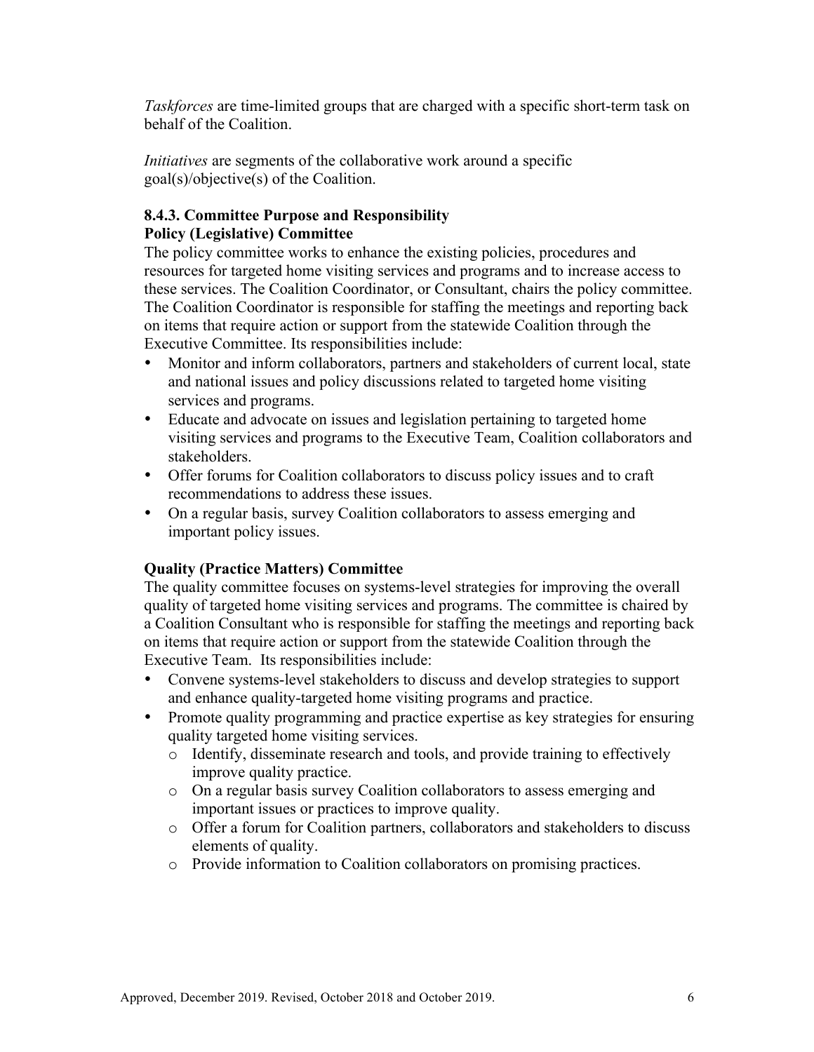*Taskforces* are time-limited groups that are charged with a specific short-term task on behalf of the Coalition.

*Initiatives* are segments of the collaborative work around a specific goal(s)/objective(s) of the Coalition.

### 8.4.3. Committee Purpose and Responsibility

**Policy (Legislative) Committee**

The policy committee works to enhance the existing policies, procedures and resources for targeted home visiting services and programs and to increase access to these services. The Coalition Coordinator, or Consultant, chairs the policy committee. The Coalition Coordinator is responsible for staffing the meetings and reporting back on items that require action or support from the statewide Coalition through the Executive Committee. Its responsibilities include:

- Monitor and inform collaborators, partners and stakeholders of current local, state and national issues and policy discussions related to targeted home visiting services and programs.
- Educate and advocate on issues and legislation pertaining to targeted home visiting services and programs to the Executive Team, Coalition collaborators and stakeholders.
- Offer forums for Coalition collaborators to discuss policy issues and to craft recommendations to address these issues.
- On a regular basis, survey Coalition collaborators to assess emerging and important policy issues.

**Quality (Practice Matters) Committee**

The quality committee focuses on systems-level strategies for improving the overall quality of targeted home visiting services and programs. The committee is chaired by a Coalition Consultant who is responsible for staffing the meetings and reporting back on items that require action or support from the statewide Coalition through the Executive Team. Its responsibilities include:

- Convene systems-level stakeholders to discuss and develop strategies to support and enhance quality-targeted home visiting programs and practice.
- Promote quality programming and practice expertise as key strategies for ensuring quality targeted home visiting services.
  - Identify, disseminate research and tools, and provide training to effectively improve quality practice.
  - On a regular basis survey Coalition collaborators to assess emerging and important issues or practices to improve quality.
  - Offer a forum for Coalition partners, collaborators and stakeholders to discuss elements of quality.
  - Provide information to Coalition collaborators on promising practices.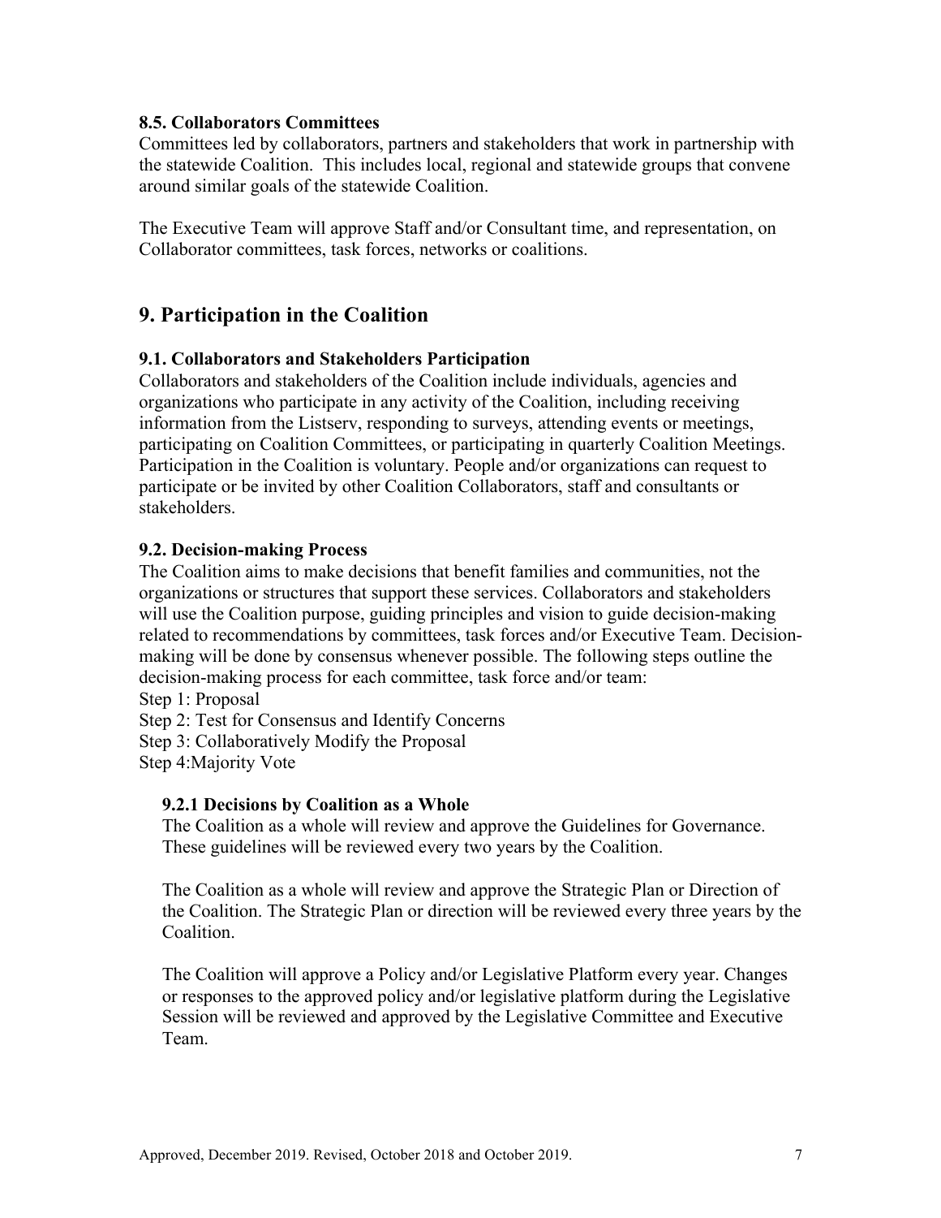### 8.5. Collaborators Committees

Committees led by collaborators, partners and stakeholders that work in partnership with the statewide Coalition. This includes local, regional and statewide groups that convene around similar goals of the statewide Coalition.

The Executive Team will approve Staff and/or Consultant time, and representation, on Collaborator committees, task forces, networks or coalitions.

## 9. Participation in the Coalition

### 9.1. Collaborators and Stakeholders Participation

Collaborators and stakeholders of the Coalition include individuals, agencies and organizations who participate in any activity of the Coalition, including receiving information from the Listserv, responding to surveys, attending events or meetings, participating on Coalition Committees, or participating in quarterly Coalition Meetings. Participation in the Coalition is voluntary. People and/or organizations can request to participate or be invited by other Coalition Collaborators, staff and consultants or stakeholders.

### 9.2. Decision-making Process

The Coalition aims to make decisions that benefit families and communities, not the organizations or structures that support these services. Collaborators and stakeholders will use the Coalition purpose, guiding principles and vision to guide decision-making related to recommendations by committees, task forces and/or Executive Team. Decision-making will be done by consensus whenever possible. The following steps outline the decision-making process for each committee, task force and/or team:

Step 1: Proposal
Step 2: Test for Consensus and Identify Concerns
Step 3: Collaboratively Modify the Proposal
Step 4:Majority Vote

#### 9.2.1 Decisions by Coalition as a Whole

The Coalition as a whole will review and approve the Guidelines for Governance. These guidelines will be reviewed every two years by the Coalition.

The Coalition as a whole will review and approve the Strategic Plan or Direction of the Coalition. The Strategic Plan or direction will be reviewed every three years by the Coalition.

The Coalition will approve a Policy and/or Legislative Platform every year. Changes or responses to the approved policy and/or legislative platform during the Legislative Session will be reviewed and approved by the Legislative Committee and Executive Team.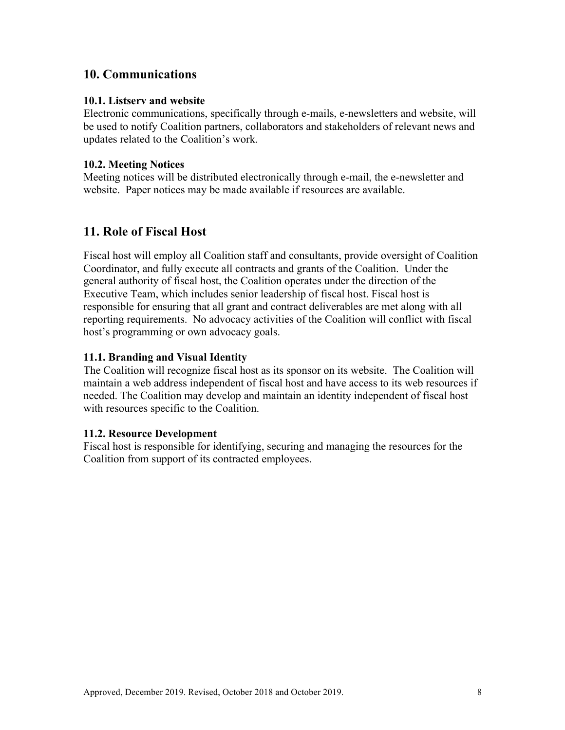## 10. Communications

### 10.1. Listserv and website

Electronic communications, specifically through e-mails, e-newsletters and website, will be used to notify Coalition partners, collaborators and stakeholders of relevant news and updates related to the Coalition's work.

### 10.2. Meeting Notices

Meeting notices will be distributed electronically through e-mail, the e-newsletter and website. Paper notices may be made available if resources are available.

## 11. Role of Fiscal Host

Fiscal host will employ all Coalition staff and consultants, provide oversight of Coalition Coordinator, and fully execute all contracts and grants of the Coalition. Under the general authority of fiscal host, the Coalition operates under the direction of the Executive Team, which includes senior leadership of fiscal host. Fiscal host is responsible for ensuring that all grant and contract deliverables are met along with all reporting requirements. No advocacy activities of the Coalition will conflict with fiscal host's programming or own advocacy goals.

### 11.1. Branding and Visual Identity

The Coalition will recognize fiscal host as its sponsor on its website. The Coalition will maintain a web address independent of fiscal host and have access to its web resources if needed. The Coalition may develop and maintain an identity independent of fiscal host with resources specific to the Coalition.

### 11.2. Resource Development

Fiscal host is responsible for identifying, securing and managing the resources for the Coalition from support of its contracted employees.

Approved, December 2019. Revised, October 2018 and October 2019.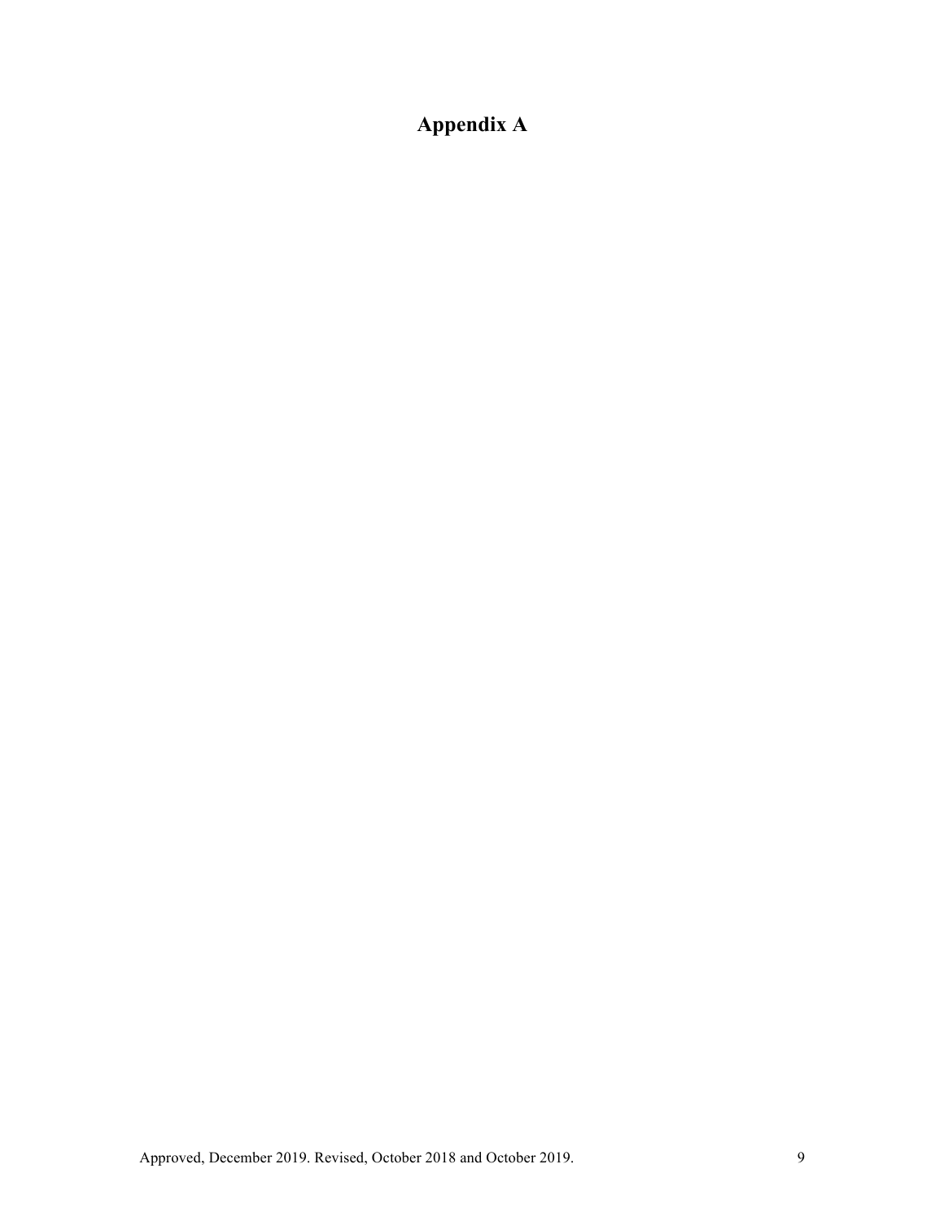# Appendix A